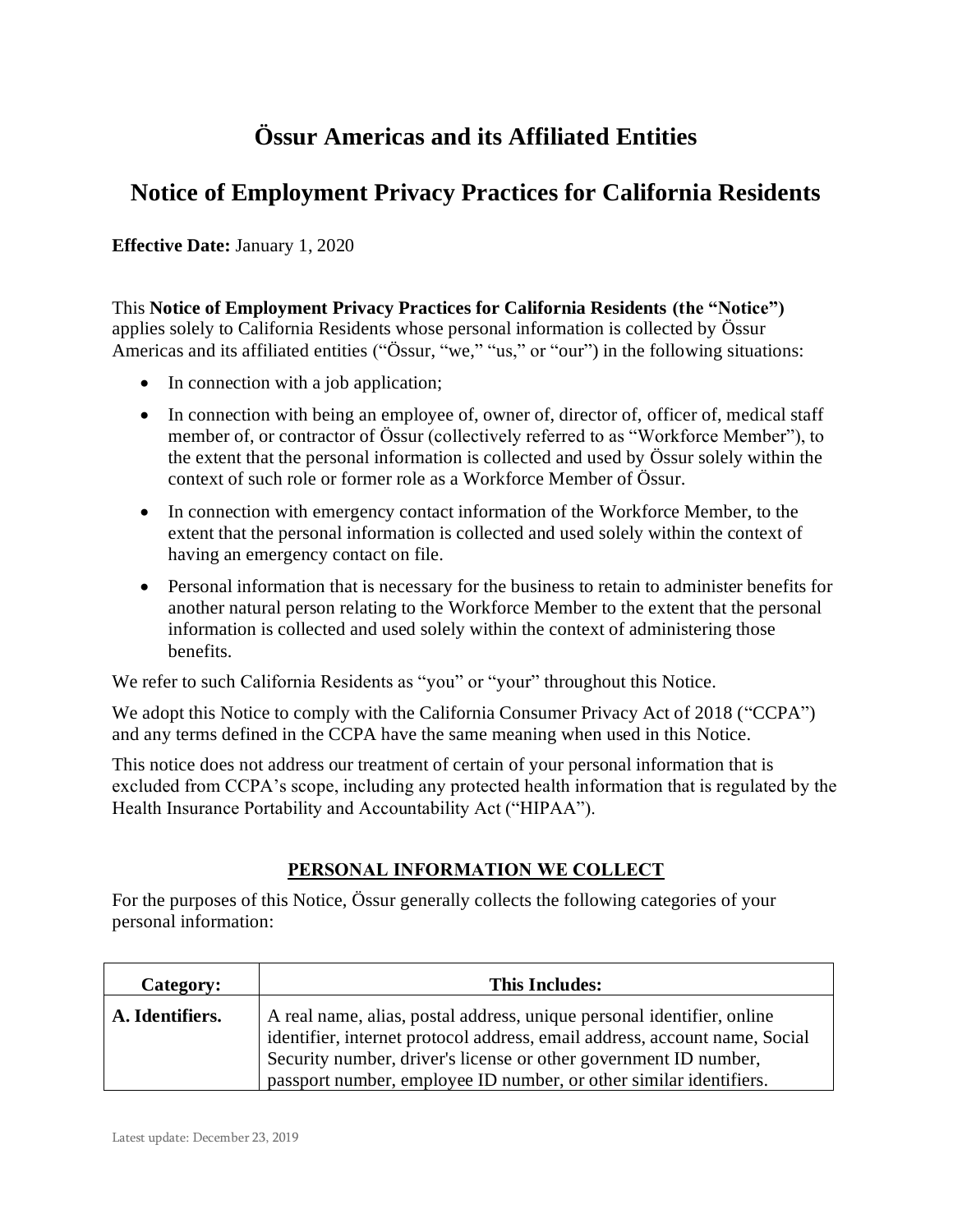# Össur Americas and its Affiliated Entities

# Notice of Employment Privacy Practices for California Residents

**Effective Date:** January 1, 2020

This **Notice of Employment Privacy Practices for California Residents (the "Notice")** applies solely to California Residents whose personal information is collected by Össur Americas and its affiliated entities ("Össur, "we," "us," or "our") in the following situations:

- In connection with a job application;
- In connection with being an employee of, owner of, director of, officer of, medical staff member of, or contractor of Össur (collectively referred to as "Workforce Member"), to the extent that the personal information is collected and used by Össur solely within the context of such role or former role as a Workforce Member of Össur.
- In connection with emergency contact information of the Workforce Member, to the extent that the personal information is collected and used solely within the context of having an emergency contact on file.
- Personal information that is necessary for the business to retain to administer benefits for another natural person relating to the Workforce Member to the extent that the personal information is collected and used solely within the context of administering those benefits.

We refer to such California Residents as "you" or "your" throughout this Notice.

We adopt this Notice to comply with the California Consumer Privacy Act of 2018 ("CCPA") and any terms defined in the CCPA have the same meaning when used in this Notice.

This notice does not address our treatment of certain of your personal information that is excluded from CCPA's scope, including any protected health information that is regulated by the Health Insurance Portability and Accountability Act ("HIPAA").

## PERSONAL INFORMATION WE COLLECT

For the purposes of this Notice, Össur generally collects the following categories of your personal information:

| Category: | This Includes: |
|---|---|
| **A. Identifiers.** | A real name, alias, postal address, unique personal identifier, online identifier, internet protocol address, email address, account name, Social Security number, driver's license or other government ID number, passport number, employee ID number, or other similar identifiers. |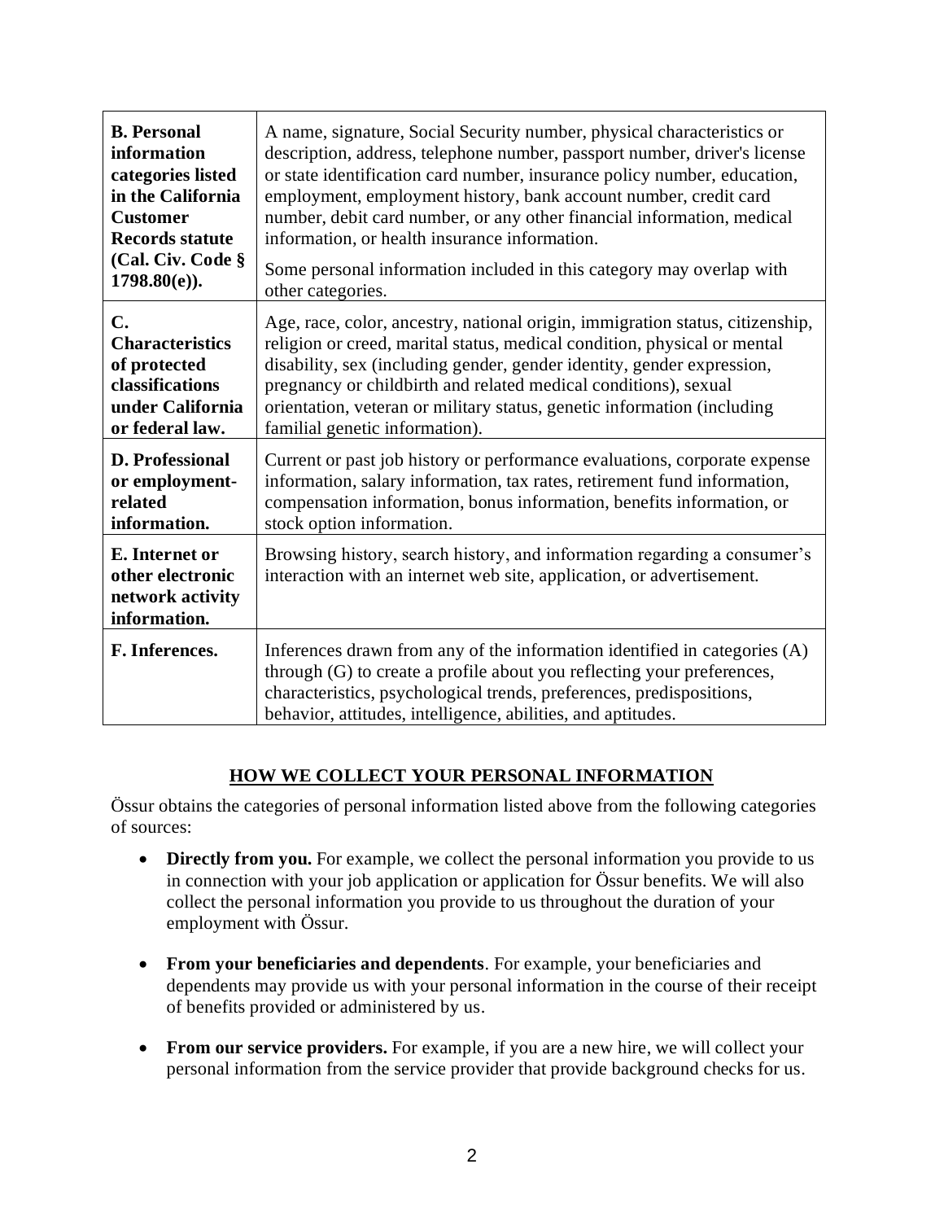| | |
|---|---|
| **B. Personal information categories listed in the California Customer Records statute (Cal. Civ. Code § 1798.80(e)).** | A name, signature, Social Security number, physical characteristics or description, address, telephone number, passport number, driver's license or state identification card number, insurance policy number, education, employment, employment history, bank account number, credit card number, debit card number, or any other financial information, medical information, or health insurance information.<br><br>Some personal information included in this category may overlap with other categories. |
| **C. Characteristics of protected classifications under California or federal law.** | Age, race, color, ancestry, national origin, immigration status, citizenship, religion or creed, marital status, medical condition, physical or mental disability, sex (including gender, gender identity, gender expression, pregnancy or childbirth and related medical conditions), sexual orientation, veteran or military status, genetic information (including familial genetic information). |
| **D. Professional or employment-related information.** | Current or past job history or performance evaluations, corporate expense information, salary information, tax rates, retirement fund information, compensation information, bonus information, benefits information, or stock option information. |
| **E. Internet or other electronic network activity information.** | Browsing history, search history, and information regarding a consumer's interaction with an internet web site, application, or advertisement. |
| **F. Inferences.** | Inferences drawn from any of the information identified in categories (A) through (G) to create a profile about you reflecting your preferences, characteristics, psychological trends, preferences, predispositions, behavior, attitudes, intelligence, abilities, and aptitudes. |

## HOW WE COLLECT YOUR PERSONAL INFORMATION

Össur obtains the categories of personal information listed above from the following categories of sources:

- **Directly from you.** For example, we collect the personal information you provide to us in connection with your job application or application for Össur benefits. We will also collect the personal information you provide to us throughout the duration of your employment with Össur.
- **From your beneficiaries and dependents**. For example, your beneficiaries and dependents may provide us with your personal information in the course of their receipt of benefits provided or administered by us.
- **From our service providers.** For example, if you are a new hire, we will collect your personal information from the service provider that provide background checks for us.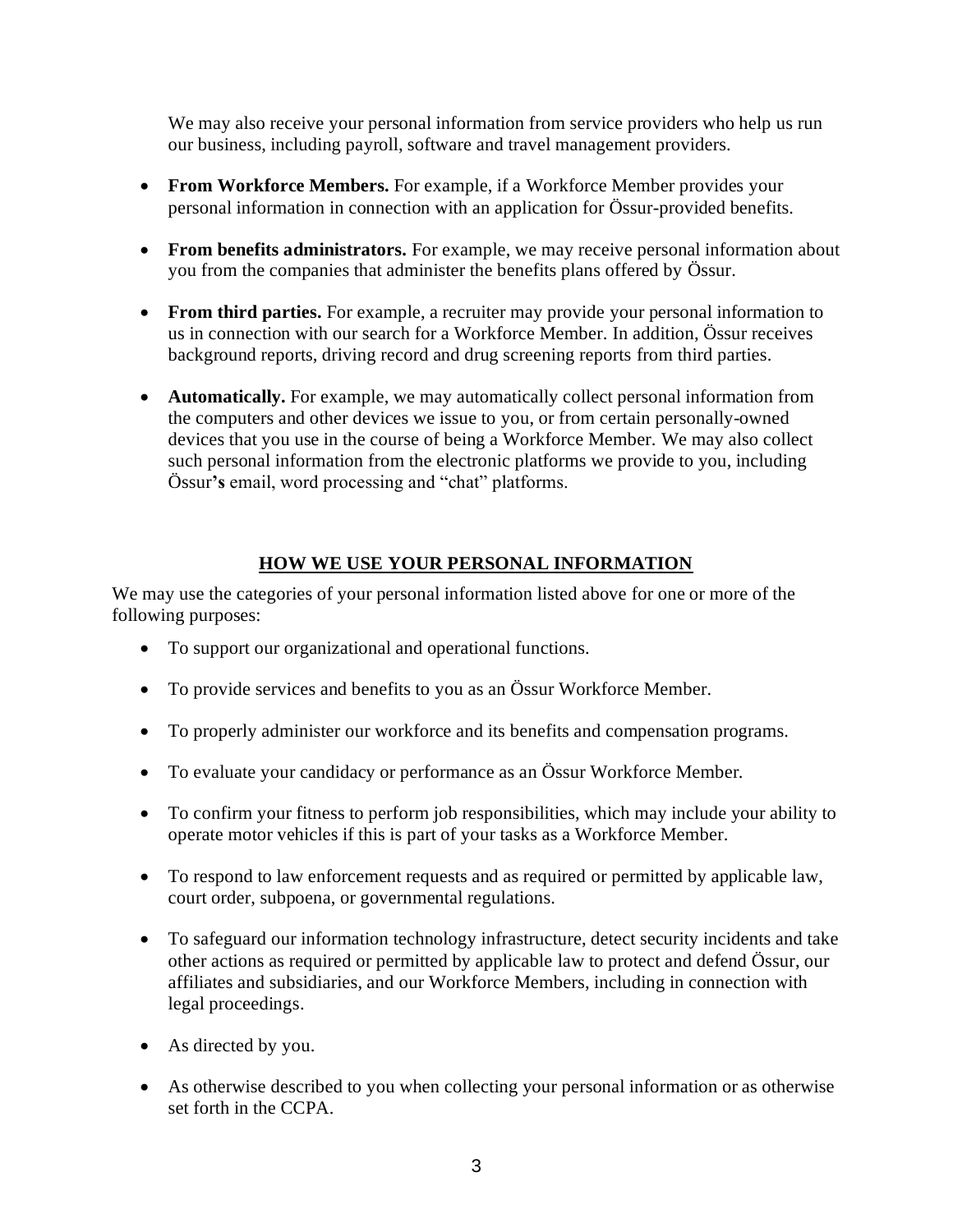We may also receive your personal information from service providers who help us run our business, including payroll, software and travel management providers.

- **From Workforce Members.** For example, if a Workforce Member provides your personal information in connection with an application for Össur-provided benefits.
- **From benefits administrators.** For example, we may receive personal information about you from the companies that administer the benefits plans offered by Össur.
- **From third parties.** For example, a recruiter may provide your personal information to us in connection with our search for a Workforce Member. In addition, Össur receives background reports, driving record and drug screening reports from third parties.
- **Automatically.** For example, we may automatically collect personal information from the computers and other devices we issue to you, or from certain personally-owned devices that you use in the course of being a Workforce Member. We may also collect such personal information from the electronic platforms we provide to you, including Össur**'s** email, word processing and "chat" platforms.

## HOW WE USE YOUR PERSONAL INFORMATION

We may use the categories of your personal information listed above for one or more of the following purposes:

- To support our organizational and operational functions.
- To provide services and benefits to you as an Össur Workforce Member.
- To properly administer our workforce and its benefits and compensation programs.
- To evaluate your candidacy or performance as an Össur Workforce Member.
- To confirm your fitness to perform job responsibilities, which may include your ability to operate motor vehicles if this is part of your tasks as a Workforce Member.
- To respond to law enforcement requests and as required or permitted by applicable law, court order, subpoena, or governmental regulations.
- To safeguard our information technology infrastructure, detect security incidents and take other actions as required or permitted by applicable law to protect and defend Össur, our affiliates and subsidiaries, and our Workforce Members, including in connection with legal proceedings.
- As directed by you.
- As otherwise described to you when collecting your personal information or as otherwise set forth in the CCPA.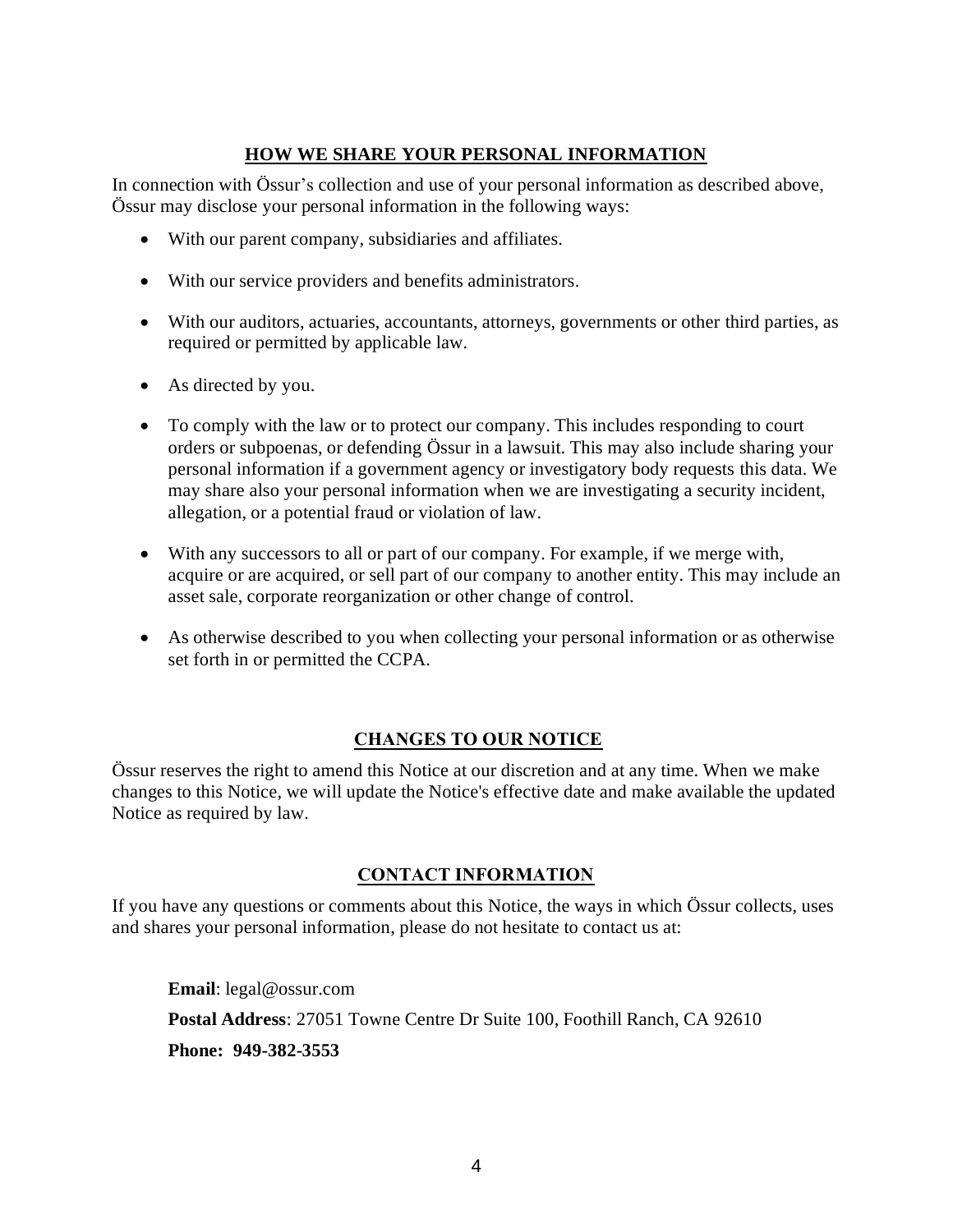## HOW WE SHARE YOUR PERSONAL INFORMATION

In connection with Össur's collection and use of your personal information as described above, Össur may disclose your personal information in the following ways:

- With our parent company, subsidiaries and affiliates.
- With our service providers and benefits administrators.
- With our auditors, actuaries, accountants, attorneys, governments or other third parties, as required or permitted by applicable law.
- As directed by you.
- To comply with the law or to protect our company. This includes responding to court orders or subpoenas, or defending Össur in a lawsuit. This may also include sharing your personal information if a government agency or investigatory body requests this data. We may share also your personal information when we are investigating a security incident, allegation, or a potential fraud or violation of law.
- With any successors to all or part of our company. For example, if we merge with, acquire or are acquired, or sell part of our company to another entity. This may include an asset sale, corporate reorganization or other change of control.
- As otherwise described to you when collecting your personal information or as otherwise set forth in or permitted the CCPA.

## CHANGES TO OUR NOTICE

Össur reserves the right to amend this Notice at our discretion and at any time. When we make changes to this Notice, we will update the Notice's effective date and make available the updated Notice as required by law.

## CONTACT INFORMATION

If you have any questions or comments about this Notice, the ways in which Össur collects, uses and shares your personal information, please do not hesitate to contact us at:

**Email**: legal@ossur.com

**Postal Address**: 27051 Towne Centre Dr Suite 100, Foothill Ranch, CA 92610

**Phone: 949-382-3553**